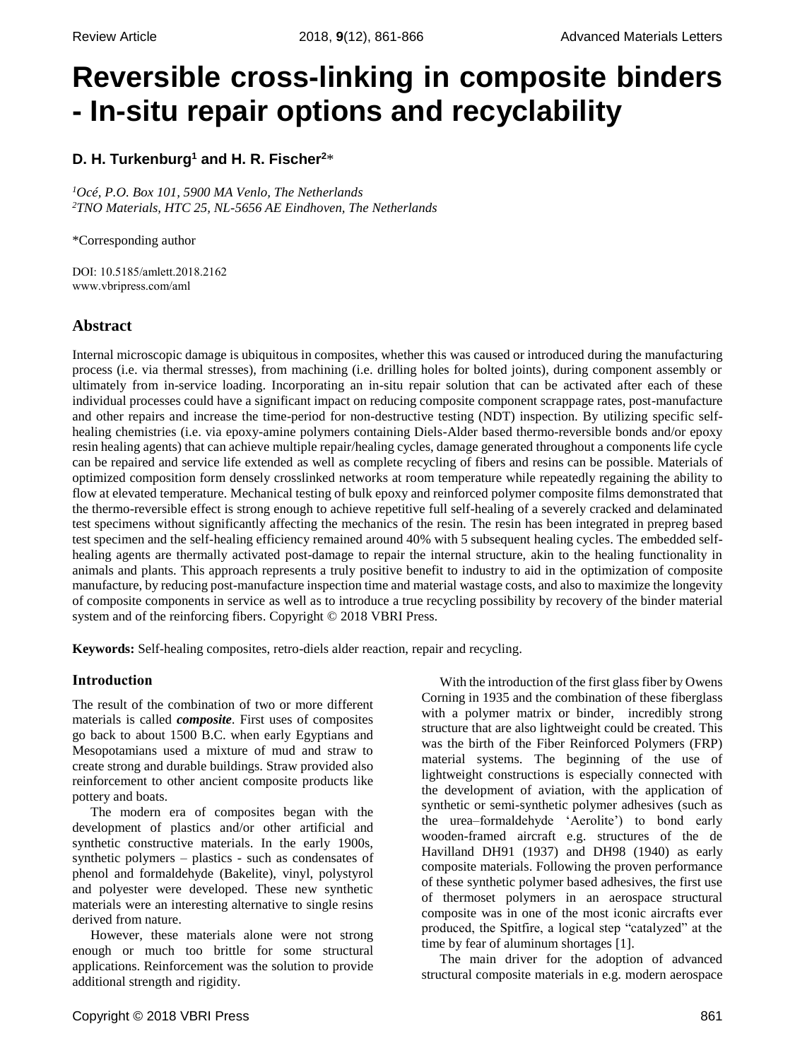# Reversible cross-linking in composite binders - In-situ repair options and recyclability

**D. H. Turkenburg[1] and H. R. Fischer[2]***

[1]*Océ, P.O. Box 101, 5900 MA Venlo, The Netherlands*
[2]*TNO Materials, HTC 25, NL-5656 AE Eindhoven, The Netherlands*

*Corresponding author

DOI: 10.5185/amlett.2018.2162
www.vbripress.com/aml

## Abstract

Internal microscopic damage is ubiquitous in composites, whether this was caused or introduced during the manufacturing process (i.e. via thermal stresses), from machining (i.e. drilling holes for bolted joints), during component assembly or ultimately from in-service loading. Incorporating an in-situ repair solution that can be activated after each of these individual processes could have a significant impact on reducing composite component scrappage rates, post-manufacture and other repairs and increase the time-period for non-destructive testing (NDT) inspection. By utilizing specific self-healing chemistries (i.e. via epoxy-amine polymers containing Diels-Alder based thermo-reversible bonds and/or epoxy resin healing agents) that can achieve multiple repair/healing cycles, damage generated throughout a components life cycle can be repaired and service life extended as well as complete recycling of fibers and resins can be possible. Materials of optimized composition form densely crosslinked networks at room temperature while repeatedly regaining the ability to flow at elevated temperature. Mechanical testing of bulk epoxy and reinforced polymer composite films demonstrated that the thermo-reversible effect is strong enough to achieve repetitive full self-healing of a severely cracked and delaminated test specimens without significantly affecting the mechanics of the resin. The resin has been integrated in prepreg based test specimen and the self-healing efficiency remained around 40% with 5 subsequent healing cycles. The embedded self-healing agents are thermally activated post-damage to repair the internal structure, akin to the healing functionality in animals and plants. This approach represents a truly positive benefit to industry to aid in the optimization of composite manufacture, by reducing post-manufacture inspection time and material wastage costs, and also to maximize the longevity of composite components in service as well as to introduce a true recycling possibility by recovery of the binder material system and of the reinforcing fibers. Copyright © 2018 VBRI Press.

**Keywords:** Self-healing composites, retro-diels alder reaction, repair and recycling.

## Introduction

The result of the combination of two or more different materials is called ***composite***. First uses of composites go back to about 1500 B.C. when early Egyptians and Mesopotamians used a mixture of mud and straw to create strong and durable buildings. Straw provided also reinforcement to other ancient composite products like pottery and boats.

The modern era of composites began with the development of plastics and/or other artificial and synthetic constructive materials. In the early 1900s, synthetic polymers – plastics - such as condensates of phenol and formaldehyde (Bakelite), vinyl, polystyrol and polyester were developed. These new synthetic materials were an interesting alternative to single resins derived from nature.

However, these materials alone were not strong enough or much too brittle for some structural applications. Reinforcement was the solution to provide additional strength and rigidity.

With the introduction of the first glass fiber by Owens Corning in 1935 and the combination of these fiberglass with a polymer matrix or binder, incredibly strong structure that are also lightweight could be created. This was the birth of the Fiber Reinforced Polymers (FRP) material systems. The beginning of the use of lightweight constructions is especially connected with the development of aviation, with the application of synthetic or semi-synthetic polymer adhesives (such as the urea–formaldehyde 'Aerolite') to bond early wooden-framed aircraft e.g. structures of the de Havilland DH91 (1937) and DH98 (1940) as early composite materials. Following the proven performance of these synthetic polymer based adhesives, the first use of thermoset polymers in an aerospace structural composite was in one of the most iconic aircrafts ever produced, the Spitfire, a logical step "catalyzed" at the time by fear of aluminum shortages [1].

The main driver for the adoption of advanced structural composite materials in e.g. modern aerospace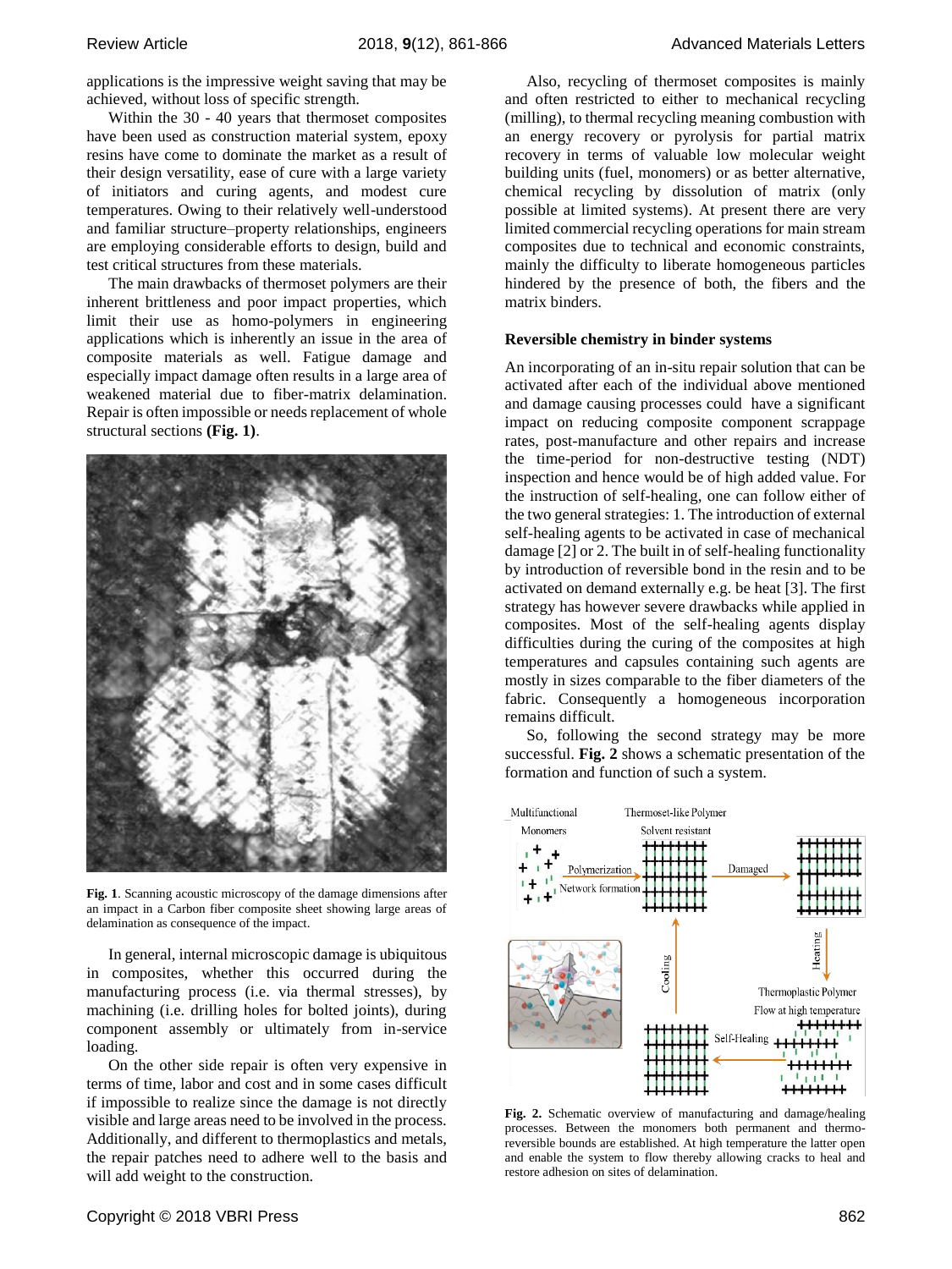applications is the impressive weight saving that may be achieved, without loss of specific strength.

Within the 30 - 40 years that thermoset composites have been used as construction material system, epoxy resins have come to dominate the market as a result of their design versatility, ease of cure with a large variety of initiators and curing agents, and modest cure temperatures. Owing to their relatively well-understood and familiar structure–property relationships, engineers are employing considerable efforts to design, build and test critical structures from these materials.

The main drawbacks of thermoset polymers are their inherent brittleness and poor impact properties, which limit their use as homo-polymers in engineering applications which is inherently an issue in the area of composite materials as well. Fatigue damage and especially impact damage often results in a large area of weakened material due to fiber-matrix delamination. Repair is often impossible or needs replacement of whole structural sections **(Fig. 1)**.

**Fig. 1**. Scanning acoustic microscopy of the damage dimensions after an impact in a Carbon fiber composite sheet showing large areas of delamination as consequence of the impact.

In general, internal microscopic damage is ubiquitous in composites, whether this occurred during the manufacturing process (i.e. via thermal stresses), by machining (i.e. drilling holes for bolted joints), during component assembly or ultimately from in-service loading.

On the other side repair is often very expensive in terms of time, labor and cost and in some cases difficult if impossible to realize since the damage is not directly visible and large areas need to be involved in the process. Additionally, and different to thermoplastics and metals, the repair patches need to adhere well to the basis and will add weight to the construction.

Also, recycling of thermoset composites is mainly and often restricted to either to mechanical recycling (milling), to thermal recycling meaning combustion with an energy recovery or pyrolysis for partial matrix recovery in terms of valuable low molecular weight building units (fuel, monomers) or as better alternative, chemical recycling by dissolution of matrix (only possible at limited systems). At present there are very limited commercial recycling operations for main stream composites due to technical and economic constraints, mainly the difficulty to liberate homogeneous particles hindered by the presence of both, the fibers and the matrix binders.

### Reversible chemistry in binder systems

An incorporating of an in-situ repair solution that can be activated after each of the individual above mentioned and damage causing processes could have a significant impact on reducing composite component scrappage rates, post-manufacture and other repairs and increase the time-period for non-destructive testing (NDT) inspection and hence would be of high added value. For the instruction of self-healing, one can follow either of the two general strategies: 1. The introduction of external self-healing agents to be activated in case of mechanical damage [2] or 2. The built in of self-healing functionality by introduction of reversible bond in the resin and to be activated on demand externally e.g. be heat [3]. The first strategy has however severe drawbacks while applied in composites. Most of the self-healing agents display difficulties during the curing of the composites at high temperatures and capsules containing such agents are mostly in sizes comparable to the fiber diameters of the fabric. Consequently a homogeneous incorporation remains difficult.

So, following the second strategy may be more successful. **Fig. 2** shows a schematic presentation of the formation and function of such a system.

**Fig. 2.** Schematic overview of manufacturing and damage/healing processes. Between the monomers both permanent and thermo-reversible bounds are established. At high temperature the latter open and enable the system to flow thereby allowing cracks to heal and restore adhesion on sites of delamination.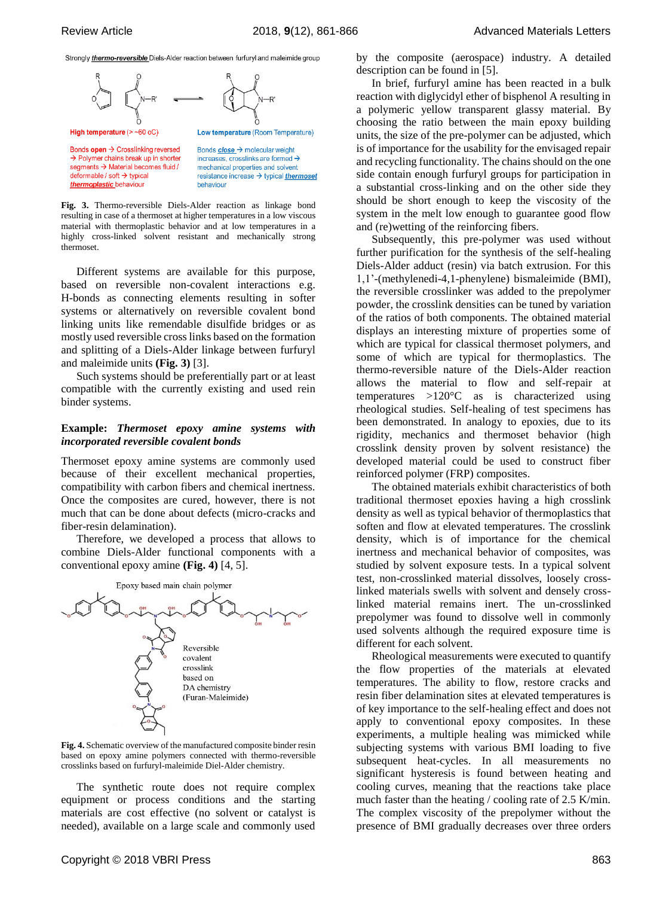Strongly *thermo-reversible* Diels-Alder reaction between furfuryl and maleimide group

High temperature (> ~60 oC)

Bonds open → Crosslinking reversed → Polymer chains break up in shorter segments → Material becomes fluid / deformable / soft → typical *thermoplastic* behaviour

Low temperature (Room Temperature)

Bonds *close* → molecular weight increases, crosslinks are formed → mechanical properties and solvent resistance increase → typical *thermoset* behaviour

**Fig. 3.** Thermo-reversible Diels-Alder reaction as linkage bond resulting in case of a thermoset at higher temperatures in a low viscous material with thermoplastic behavior and at low temperatures in a highly cross-linked solvent resistant and mechanically strong thermoset.

Different systems are available for this purpose, based on reversible non-covalent interactions e.g. H-bonds as connecting elements resulting in softer systems or alternatively on reversible covalent bond linking units like remendable disulfide bridges or as mostly used reversible cross links based on the formation and splitting of a Diels-Alder linkage between furfuryl and maleimide units **(Fig. 3)** [3].

Such systems should be preferentially part or at least compatible with the currently existing and used rein binder systems.

## Example: *Thermoset epoxy amine systems with incorporated reversible covalent bonds*

Thermoset epoxy amine systems are commonly used because of their excellent mechanical properties, compatibility with carbon fibers and chemical inertness. Once the composites are cured, however, there is not much that can be done about defects (micro-cracks and fiber-resin delamination).

Therefore, we developed a process that allows to combine Diels-Alder functional components with a conventional epoxy amine **(Fig. 4)** [4, 5].

Epoxy based main chain polymer

Reversible covalent crosslink based on DA chemistry (Furan-Maleimide)

**Fig. 4.** Schematic overview of the manufactured composite binder resin based on epoxy amine polymers connected with thermo-reversible crosslinks based on furfuryl-maleimide Diel-Alder chemistry.

The synthetic route does not require complex equipment or process conditions and the starting materials are cost effective (no solvent or catalyst is needed), available on a large scale and commonly used by the composite (aerospace) industry. A detailed description can be found in [5].

In brief, furfuryl amine has been reacted in a bulk reaction with diglycidyl ether of bisphenol A resulting in a polymeric yellow transparent glassy material. By choosing the ratio between the main epoxy building units, the size of the pre-polymer can be adjusted, which is of importance for the usability for the envisaged repair and recycling functionality. The chains should on the one side contain enough furfuryl groups for participation in a substantial cross-linking and on the other side they should be short enough to keep the viscosity of the system in the melt low enough to guarantee good flow and (re)wetting of the reinforcing fibers.

Subsequently, this pre-polymer was used without further purification for the synthesis of the self-healing Diels-Alder adduct (resin) via batch extrusion. For this 1,1'-(methylenedi-4,1-phenylene) bismaleimide (BMI), the reversible crosslinker was added to the prepolymer powder, the crosslink densities can be tuned by variation of the ratios of both components. The obtained material displays an interesting mixture of properties some of which are typical for classical thermoset polymers, and some of which are typical for thermoplastics. The thermo-reversible nature of the Diels-Alder reaction allows the material to flow and self-repair at temperatures >120°C as is characterized using rheological studies. Self-healing of test specimens has been demonstrated. In analogy to epoxies, due to its rigidity, mechanics and thermoset behavior (high crosslink density proven by solvent resistance) the developed material could be used to construct fiber reinforced polymer (FRP) composites.

The obtained materials exhibit characteristics of both traditional thermoset epoxies having a high crosslink density as well as typical behavior of thermoplastics that soften and flow at elevated temperatures. The crosslink density, which is of importance for the chemical inertness and mechanical behavior of composites, was studied by solvent exposure tests. In a typical solvent test, non-crosslinked material dissolves, loosely cross-linked materials swells with solvent and densely cross-linked material remains inert. The un-crosslinked prepolymer was found to dissolve well in commonly used solvents although the required exposure time is different for each solvent.

Rheological measurements were executed to quantify the flow properties of the materials at elevated temperatures. The ability to flow, restore cracks and resin fiber delamination sites at elevated temperatures is of key importance to the self-healing effect and does not apply to conventional epoxy composites. In these experiments, a multiple healing was mimicked while subjecting systems with various BMI loading to five subsequent heat-cycles. In all measurements no significant hysteresis is found between heating and cooling curves, meaning that the reactions take place much faster than the heating / cooling rate of 2.5 K/min. The complex viscosity of the prepolymer without the presence of BMI gradually decreases over three orders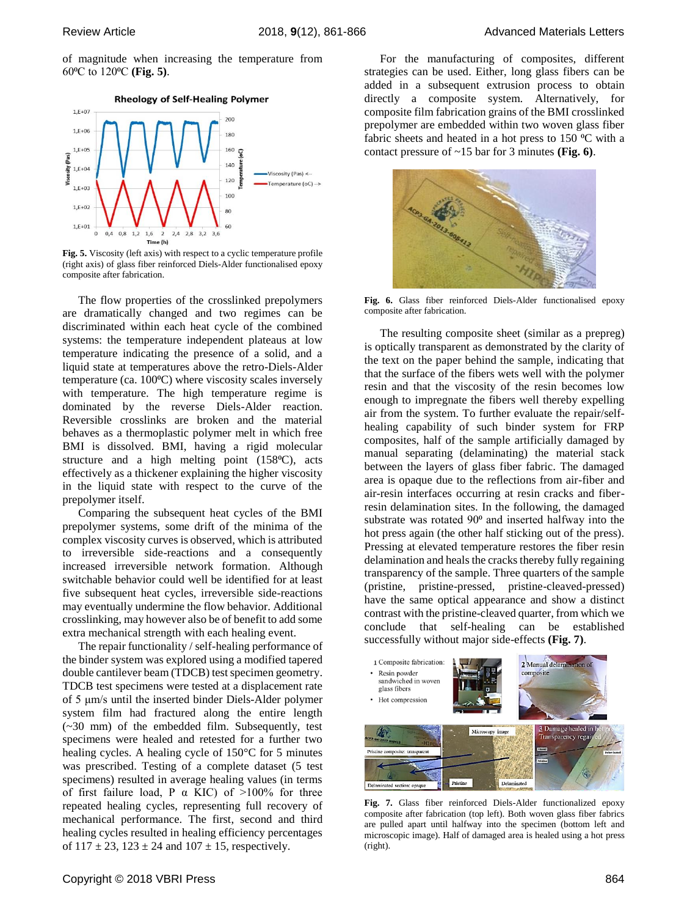of magnitude when increasing the temperature from 60ºC to 120ºC **(Fig. 5)**.

Fig. 5. Viscosity (left axis) with respect to a cyclic temperature profile (right axis) of glass fiber reinforced Diels-Alder functionalised epoxy composite after fabrication.

The flow properties of the crosslinked prepolymers are dramatically changed and two regimes can be discriminated within each heat cycle of the combined systems: the temperature independent plateaus at low temperature indicating the presence of a solid, and a liquid state at temperatures above the retro-Diels-Alder temperature (ca. 100ºC) where viscosity scales inversely with temperature. The high temperature regime is dominated by the reverse Diels-Alder reaction. Reversible crosslinks are broken and the material behaves as a thermoplastic polymer melt in which free BMI is dissolved. BMI, having a rigid molecular structure and a high melting point (158ºC), acts effectively as a thickener explaining the higher viscosity in the liquid state with respect to the curve of the prepolymer itself.

Comparing the subsequent heat cycles of the BMI prepolymer systems, some drift of the minima of the complex viscosity curves is observed, which is attributed to irreversible side-reactions and a consequently increased irreversible network formation. Although switchable behavior could well be identified for at least five subsequent heat cycles, irreversible side-reactions may eventually undermine the flow behavior. Additional crosslinking, may however also be of benefit to add some extra mechanical strength with each healing event.

The repair functionality / self-healing performance of the binder system was explored using a modified tapered double cantilever beam (TDCB) test specimen geometry. TDCB test specimens were tested at a displacement rate of 5 µm/s until the inserted binder Diels-Alder polymer system film had fractured along the entire length (~30 mm) of the embedded film. Subsequently, test specimens were healed and retested for a further two healing cycles. A healing cycle of 150°C for 5 minutes was prescribed. Testing of a complete dataset (5 test specimens) resulted in average healing values (in terms of first failure load, P α KIC) of >100% for three repeated healing cycles, representing full recovery of mechanical performance. The first, second and third healing cycles resulted in healing efficiency percentages of 117 ± 23, 123 ± 24 and 107 ± 15, respectively.

For the manufacturing of composites, different strategies can be used. Either, long glass fibers can be added in a subsequent extrusion process to obtain directly a composite system. Alternatively, for composite film fabrication grains of the BMI crosslinked prepolymer are embedded within two woven glass fiber fabric sheets and heated in a hot press to 150 ºC with a contact pressure of ~15 bar for 3 minutes **(Fig. 6)**.

**Fig. 6.** Glass fiber reinforced Diels-Alder functionalised epoxy composite after fabrication.

The resulting composite sheet (similar as a prepreg) is optically transparent as demonstrated by the clarity of the text on the paper behind the sample, indicating that that the surface of the fibers wets well with the polymer resin and that the viscosity of the resin becomes low enough to impregnate the fibers well thereby expelling air from the system. To further evaluate the repair/self-healing capability of such binder system for FRP composites, half of the sample artificially damaged by manual separating (delaminating) the material stack between the layers of glass fiber fabric. The damaged area is opaque due to the reflections from air-fiber and air-resin interfaces occurring at resin cracks and fiber-resin delamination sites. In the following, the damaged substrate was rotated 90º and inserted halfway into the hot press again (the other half sticking out of the press). Pressing at elevated temperature restores the fiber resin delamination and heals the cracks thereby fully regaining transparency of the sample. Three quarters of the sample (pristine, pristine-pressed, pristine-cleaved-pressed) have the same optical appearance and show a distinct contrast with the pristine-cleaved quarter, from which we conclude that self-healing can be established successfully without major side-effects **(Fig. 7)**.

**Fig. 7.** Glass fiber reinforced Diels-Alder functionalized epoxy composite after fabrication (top left). Both woven glass fiber fabrics are pulled apart until halfway into the specimen (bottom left and microscopic image). Half of damaged area is healed using a hot press (right).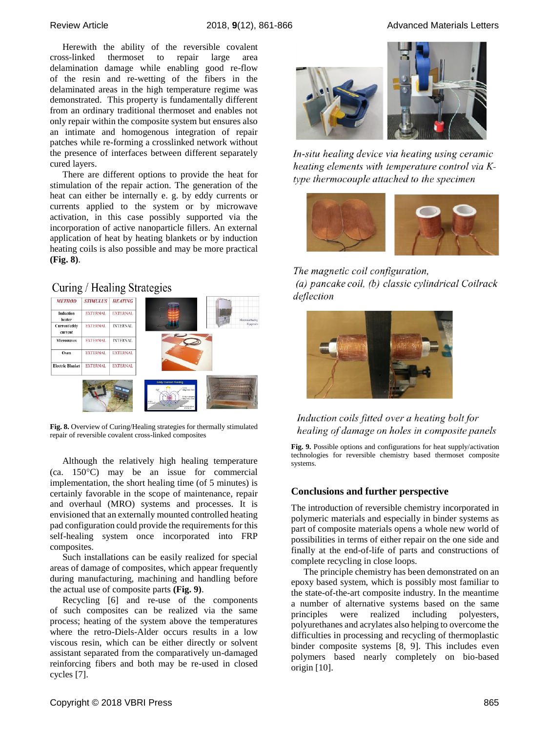Herewith the ability of the reversible covalent cross-linked thermoset to repair large area delamination damage while enabling good re-flow of the resin and re-wetting of the fibers in the delaminated areas in the high temperature regime was demonstrated. This property is fundamentally different from an ordinary traditional thermoset and enables not only repair within the composite system but ensures also an intimate and homogenous integration of repair patches while re-forming a crosslinked network without the presence of interfaces between different separately cured layers.

There are different options to provide the heat for stimulation of the repair action. The generation of the heat can either be internally e. g. by eddy currents or currents applied to the system or by microwave activation, in this case possibly supported via the incorporation of active nanoparticle fillers. An external application of heat by heating blankets or by induction heating coils is also possible and may be more practical **(Fig. 8)**.

Curing / Healing Strategies

| METHOD | STIMULUS | HEATING |
| --- | --- | --- |
| Induction heater | EXTERNAL | EXTERNAL |
| Current/eddy current | EXTERNAL | INTERNAL |
| Microwaves | EXTERNAL | INTERNAL |
| Oven | EXTERNAL | EXTERNAL |
| Electric Blanket | EXTERNAL | EXTERNAL |

**Fig. 8.** Overview of Curing/Healing strategies for thermally stimulated repair of reversible covalent cross-linked composites

Although the relatively high healing temperature (ca. 150°C) may be an issue for commercial implementation, the short healing time (of 5 minutes) is certainly favorable in the scope of maintenance, repair and overhaul (MRO) systems and processes. It is envisioned that an externally mounted controlled heating pad configuration could provide the requirements for this self-healing system once incorporated into FRP composites.

Such installations can be easily realized for special areas of damage of composites, which appear frequently during manufacturing, machining and handling before the actual use of composite parts **(Fig. 9)**.

Recycling [6] and re-use of the components of such composites can be realized via the same process; heating of the system above the temperatures where the retro-Diels-Alder occurs results in a low viscous resin, which can be either directly or solvent assistant separated from the comparatively un-damaged reinforcing fibers and both may be re-used in closed cycles [7].

*In-situ healing device via heating using ceramic heating elements with temperature control via K-type thermocouple attached to the specimen*

*The magnetic coil configuration,*
*(a) pancake coil, (b) classic cylindrical Coilrack deflection*

*Induction coils fitted over a heating bolt for healing of damage on holes in composite panels*

**Fig. 9.** Possible options and configurations for heat supply/activation technologies for reversible chemistry based thermoset composite systems.

## Conclusions and further perspective

The introduction of reversible chemistry incorporated in polymeric materials and especially in binder systems as part of composite materials opens a whole new world of possibilities in terms of either repair on the one side and finally at the end-of-life of parts and constructions of complete recycling in close loops.

The principle chemistry has been demonstrated on an epoxy based system, which is possibly most familiar to the state-of-the-art composite industry. In the meantime a number of alternative systems based on the same principles were realized including polyesters, polyurethanes and acrylates also helping to overcome the difficulties in processing and recycling of thermoplastic binder composite systems [8, 9]. This includes even polymers based nearly completely on bio-based origin [10].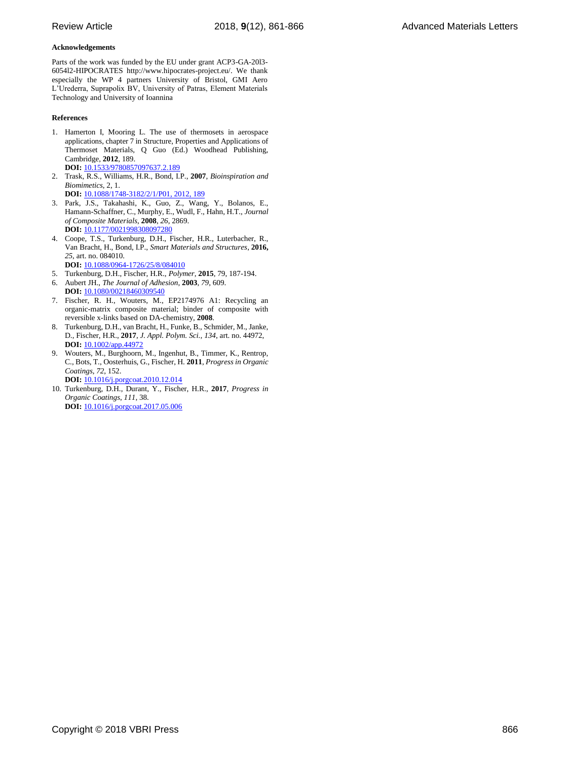### Acknowledgements

Parts of the work was funded by the EU under grant ACP3-GA-20l3-6054l2-HIPOCRATES http://www.hipocrates-project.eu/. We thank especially the WP 4 partners University of Bristol, GMI Aero L'Urederra, Suprapolix BV, University of Patras, Element Materials Technology and University of Ioannina

### References

1. Hamerton I, Mooring L. The use of thermosets in aerospace applications, chapter 7 in Structure, Properties and Applications of Thermoset Materials, Q Guo (Ed.) Woodhead Publishing, Cambridge, **2012**, 189.
   **DOI:** 10.1533/9780857097637.2.189
2. Trask, R.S., Williams, H.R., Bond, I.P., **2007**, *Bioinspiration and Biomimetics*, 2, 1.
   **DOI:** 10.1088/1748-3182/2/1/P01, 2012, 189
3. Park, J.S., Takahashi, K., Guo, Z., Wang, Y., Bolanos, E., Hamann-Schaffner, C., Murphy, E., Wudl, F., Hahn, H.T., *Journal of Composite Materials*, **2008**, *26*, 2869.
   **DOI:** 10.1177/0021998308097280
4. Coope, T.S., Turkenburg, D.H., Fischer, H.R., Luterbacher, R., Van Bracht, H., Bond, I.P., *Smart Materials and Structures*, **2016,** *25*, art. no. 084010.
   **DOI:** 10.1088/0964-1726/25/8/084010
5. Turkenburg, D.H., Fischer, H.R., *Polymer*, **2015**, 79, 187-194.
6. Aubert JH., *The Journal of Adhesion*, **2003**, *79*, 609.
   **DOI:** 10.1080/00218460309540
7. Fischer, R. H., Wouters, M., EP2174976 A1: Recycling an organic-matrix composite material; binder of composite with reversible x-links based on DA-chemistry, **2008**.
8. Turkenburg, D.H., van Bracht, H., Funke, B., Schmider, M., Janke, D., Fischer, H.R., **2017**, *J. Appl. Polym. Sci.*, *134*, art. no. 44972,
   **DOI:** 10.1002/app.44972
9. Wouters, M., Burghoorn, M., Ingenhut, B., Timmer, K., Rentrop, C., Bots, T., Oosterhuis, G., Fischer, H. **2011**, *Progress in Organic Coatings*, *72*, 152.
   **DOI:** 10.1016/j.porgcoat.2010.12.014
10. Turkenburg, D.H., Durant, Y., Fischer, H.R., **2017**, *Progress in Organic Coatings*, *111*, 38.
    **DOI:** 10.1016/j.porgcoat.2017.05.006